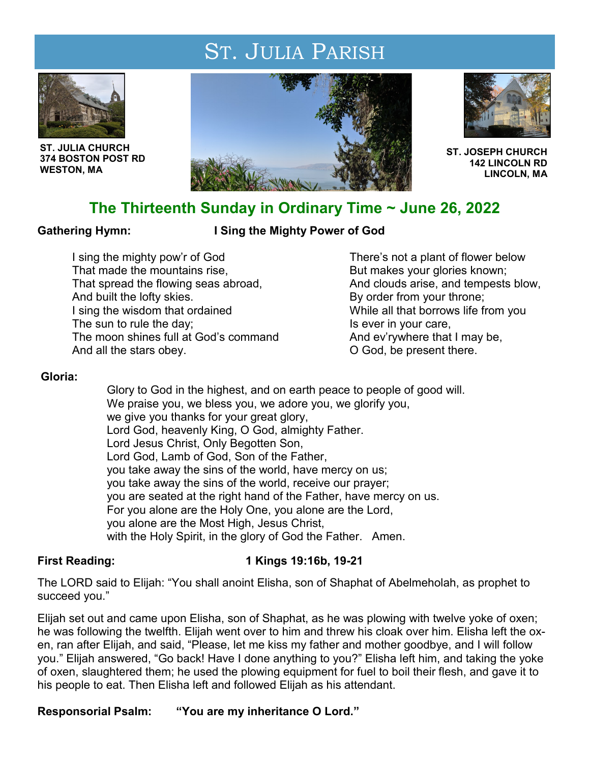# St. Julia Parish

**ST. JULIA CHURCH**
**374 BOSTON POST RD**
**WESTON, MA**

**ST. JOSEPH CHURCH**
**142 LINCOLN RD**
**LINCOLN, MA**

## The Thirteenth Sunday in Ordinary Time ~ June 26, 2022

**Gathering Hymn:** **I Sing the Mighty Power of God**

I sing the mighty pow'r of God
That made the mountains rise,
That spread the flowing seas abroad,
And built the lofty skies.
I sing the wisdom that ordained
The sun to rule the day;
The moon shines full at God's command
And all the stars obey.

There's not a plant of flower below
But makes your glories known;
And clouds arise, and tempests blow,
By order from your throne;
While all that borrows life from you
Is ever in your care,
And ev'rywhere that I may be,
O God, be present there.

**Gloria:**

Glory to God in the highest, and on earth peace to people of good will.
We praise you, we bless you, we adore you, we glorify you,
we give you thanks for your great glory,
Lord God, heavenly King, O God, almighty Father.
Lord Jesus Christ, Only Begotten Son,
Lord God, Lamb of God, Son of the Father,
you take away the sins of the world, have mercy on us;
you take away the sins of the world, receive our prayer;
you are seated at the right hand of the Father, have mercy on us.
For you alone are the Holy One, you alone are the Lord,
you alone are the Most High, Jesus Christ,
with the Holy Spirit, in the glory of God the Father. Amen.

**First Reading:** **1 Kings 19:16b, 19-21**

The LORD said to Elijah: "You shall anoint Elisha, son of Shaphat of Abelmeholah, as prophet to succeed you."

Elijah set out and came upon Elisha, son of Shaphat, as he was plowing with twelve yoke of oxen; he was following the twelfth. Elijah went over to him and threw his cloak over him. Elisha left the oxen, ran after Elijah, and said, "Please, let me kiss my father and mother goodbye, and I will follow you." Elijah answered, "Go back! Have I done anything to you?" Elisha left him, and taking the yoke of oxen, slaughtered them; he used the plowing equipment for fuel to boil their flesh, and gave it to his people to eat. Then Elisha left and followed Elijah as his attendant.

**Responsorial Psalm:** **"You are my inheritance O Lord."**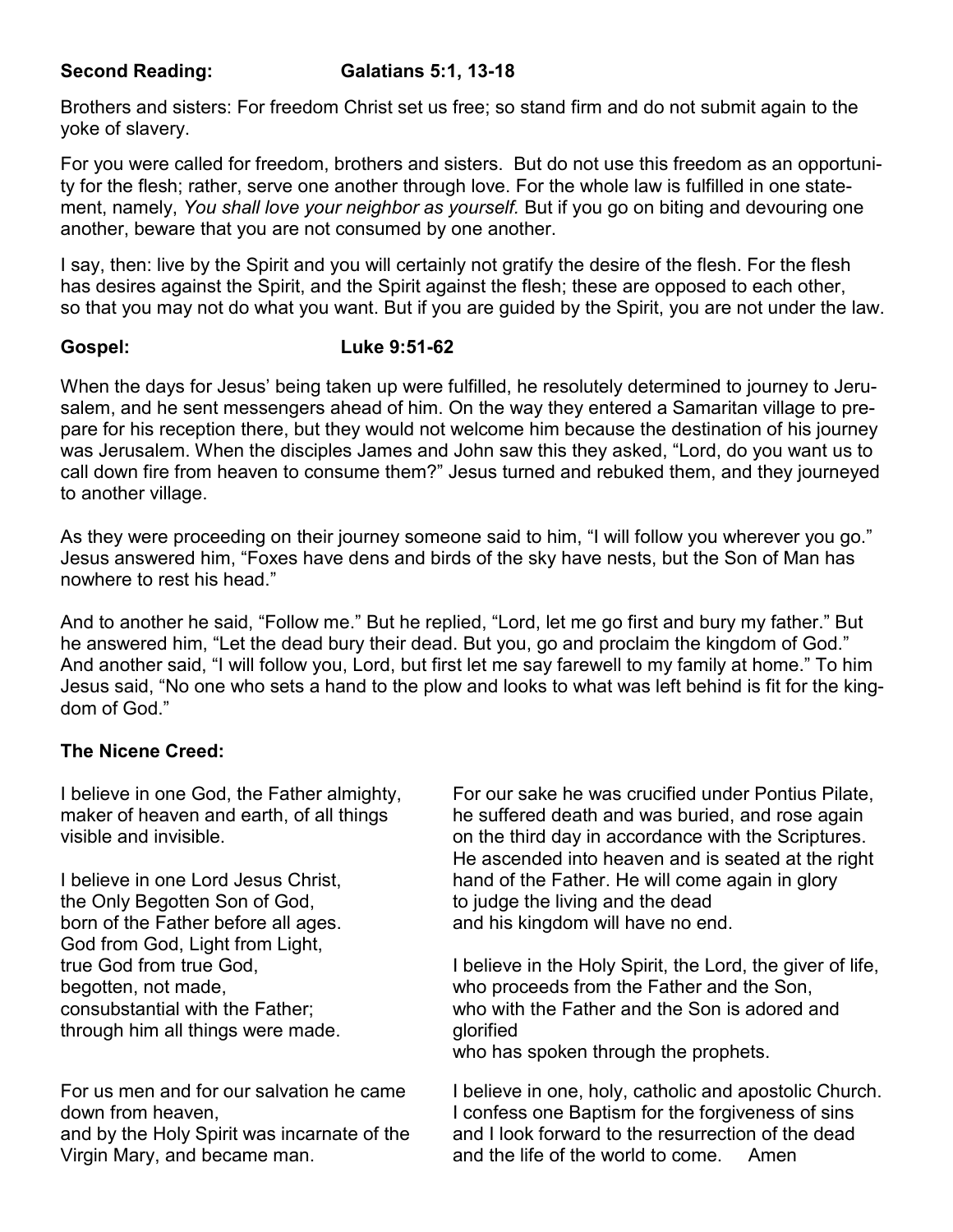**Second Reading: Galatians 5:1, 13-18**

Brothers and sisters: For freedom Christ set us free; so stand firm and do not submit again to the yoke of slavery.

For you were called for freedom, brothers and sisters. But do not use this freedom as an opportunity for the flesh; rather, serve one another through love. For the whole law is fulfilled in one statement, namely, *You shall love your neighbor as yourself.* But if you go on biting and devouring one another, beware that you are not consumed by one another.

I say, then: live by the Spirit and you will certainly not gratify the desire of the flesh. For the flesh has desires against the Spirit, and the Spirit against the flesh; these are opposed to each other, so that you may not do what you want. But if you are guided by the Spirit, you are not under the law.

**Gospel: Luke 9:51-62**

When the days for Jesus' being taken up were fulfilled, he resolutely determined to journey to Jerusalem, and he sent messengers ahead of him. On the way they entered a Samaritan village to prepare for his reception there, but they would not welcome him because the destination of his journey was Jerusalem. When the disciples James and John saw this they asked, "Lord, do you want us to call down fire from heaven to consume them?" Jesus turned and rebuked them, and they journeyed to another village.

As they were proceeding on their journey someone said to him, "I will follow you wherever you go." Jesus answered him, "Foxes have dens and birds of the sky have nests, but the Son of Man has nowhere to rest his head."

And to another he said, "Follow me." But he replied, "Lord, let me go first and bury my father." But he answered him, "Let the dead bury their dead. But you, go and proclaim the kingdom of God." And another said, "I will follow you, Lord, but first let me say farewell to my family at home." To him Jesus said, "No one who sets a hand to the plow and looks to what was left behind is fit for the kingdom of God."

**The Nicene Creed:**

I believe in one God, the Father almighty,
maker of heaven and earth, of all things
visible and invisible.

I believe in one Lord Jesus Christ,
the Only Begotten Son of God,
born of the Father before all ages.
God from God, Light from Light,
true God from true God,
begotten, not made,
consubstantial with the Father;
through him all things were made.

For us men and for our salvation he came down from heaven,
and by the Holy Spirit was incarnate of the Virgin Mary, and became man.

For our sake he was crucified under Pontius Pilate,
he suffered death and was buried, and rose again
on the third day in accordance with the Scriptures.
He ascended into heaven and is seated at the right
hand of the Father. He will come again in glory
to judge the living and the dead
and his kingdom will have no end.

I believe in the Holy Spirit, the Lord, the giver of life,
who proceeds from the Father and the Son,
who with the Father and the Son is adored and glorified
who has spoken through the prophets.

I believe in one, holy, catholic and apostolic Church.
I confess one Baptism for the forgiveness of sins
and I look forward to the resurrection of the dead
and the life of the world to come. Amen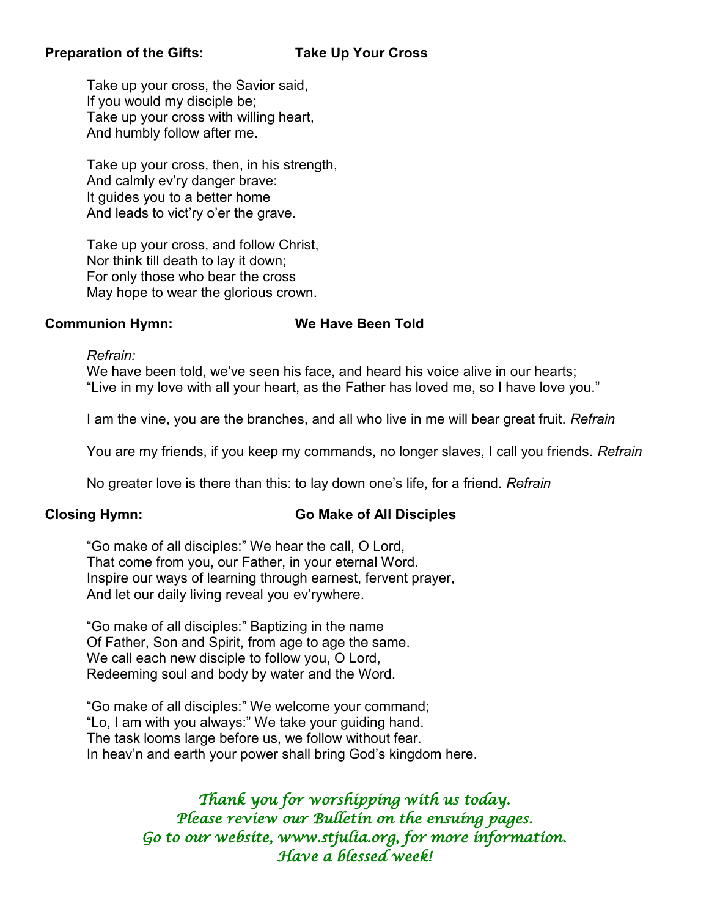**Preparation of the Gifts: Take Up Your Cross**

Take up your cross, the Savior said,
If you would my disciple be;
Take up your cross with willing heart,
And humbly follow after me.

Take up your cross, then, in his strength,
And calmly ev'ry danger brave:
It guides you to a better home
And leads to vict'ry o'er the grave.

Take up your cross, and follow Christ,
Nor think till death to lay it down;
For only those who bear the cross
May hope to wear the glorious crown.

**Communion Hymn: We Have Been Told**

*Refrain:*
We have been told, we've seen his face, and heard his voice alive in our hearts;
"Live in my love with all your heart, as the Father has loved me, so I have love you."

I am the vine, you are the branches, and all who live in me will bear great fruit. *Refrain*

You are my friends, if you keep my commands, no longer slaves, I call you friends. *Refrain*

No greater love is there than this: to lay down one's life, for a friend. *Refrain*

**Closing Hymn: Go Make of All Disciples**

"Go make of all disciples:" We hear the call, O Lord,
That come from you, our Father, in your eternal Word.
Inspire our ways of learning through earnest, fervent prayer,
And let our daily living reveal you ev'rywhere.

"Go make of all disciples:" Baptizing in the name
Of Father, Son and Spirit, from age to age the same.
We call each new disciple to follow you, O Lord,
Redeeming soul and body by water and the Word.

"Go make of all disciples:" We welcome your command;
"Lo, I am with you always:" We take your guiding hand.
The task looms large before us, we follow without fear.
In heav'n and earth your power shall bring God's kingdom here.

*Thank you for worshipping with us today.*
*Please review our Bulletin on the ensuing pages.*
*Go to our website, www.stjulia.org, for more information.*
*Have a blessed week!*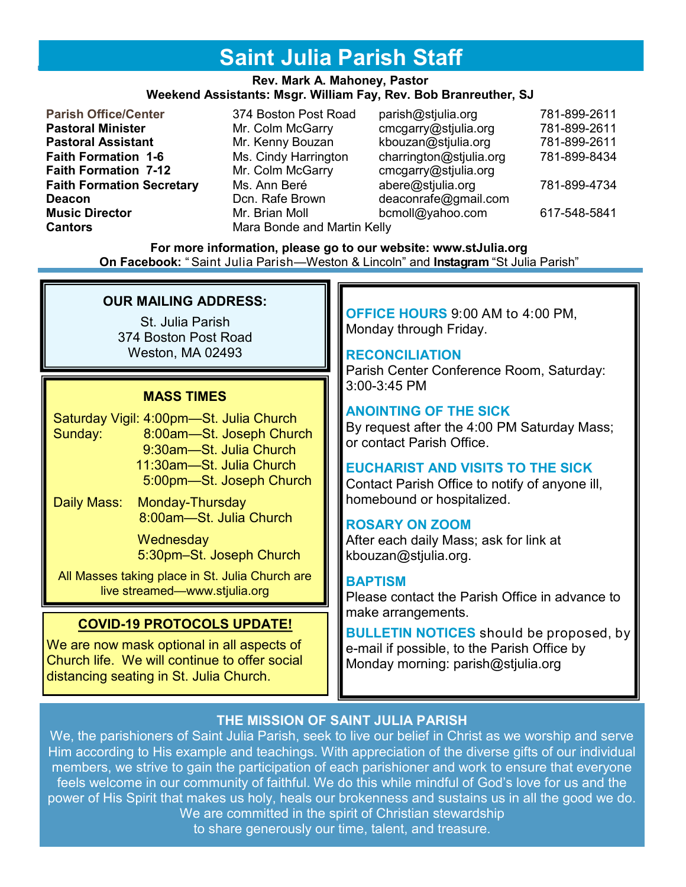# Saint Julia Parish Staff

**Rev. Mark A. Mahoney, Pastor**
**Weekend Assistants: Msgr. William Fay, Rev. Bob Branreuther, SJ**

| | | | |
|---|---|---|---|
| **Parish Office/Center** | 374 Boston Post Road | parish@stjulia.org | 781-899-2611 |
| **Pastoral Minister** | Mr. Colm McGarry | cmcgarry@stjulia.org | 781-899-2611 |
| **Pastoral Assistant** | Mr. Kenny Bouzan | kbouzan@stjulia.org | 781-899-2611 |
| **Faith Formation 1-6** | Ms. Cindy Harrington | charrington@stjulia.org | 781-899-8434 |
| **Faith Formation 7-12** | Mr. Colm McGarry | cmcgarry@stjulia.org | |
| **Faith Formation Secretary** | Ms. Ann Beré | abere@stjulia.org | 781-899-4734 |
| **Deacon** | Dcn. Rafe Brown | deaconrafe@gmail.com | |
| **Music Director** | Mr. Brian Moll | bcmoll@yahoo.com | 617-548-5841 |
| **Cantors** | Mara Bonde and Martin Kelly | | |

**For more information, please go to our website: www.stJulia.org**
**On Facebook:** "Saint Julia Parish—Weston & Lincoln" and **Instagram** "St Julia Parish"

## OUR MAILING ADDRESS:

St. Julia Parish
374 Boston Post Road
Weston, MA 02493

## MASS TIMES

Saturday Vigil: 4:00pm—St. Julia Church
Sunday: 8:00am—St. Joseph Church
9:30am—St. Julia Church
11:30am—St. Julia Church
5:00pm—St. Joseph Church

Daily Mass: Monday-Thursday
8:00am—St. Julia Church

Wednesday
5:30pm–St. Joseph Church

All Masses taking place in St. Julia Church are live streamed—www.stjulia.org

## COVID-19 PROTOCOLS UPDATE!

We are now mask optional in all aspects of Church life. We will continue to offer social distancing seating in St. Julia Church.

**OFFICE HOURS** 9:00 AM to 4:00 PM, Monday through Friday.

**RECONCILIATION**
Parish Center Conference Room, Saturday: 3:00-3:45 PM

**ANOINTING OF THE SICK**
By request after the 4:00 PM Saturday Mass; or contact Parish Office.

**EUCHARIST AND VISITS TO THE SICK**
Contact Parish Office to notify of anyone ill, homebound or hospitalized.

**ROSARY ON ZOOM**
After each daily Mass; ask for link at kbouzan@stjulia.org.

**BAPTISM**
Please contact the Parish Office in advance to make arrangements.

**BULLETIN NOTICES** should be proposed, by e-mail if possible, to the Parish Office by Monday morning: parish@stjulia.org

## THE MISSION OF SAINT JULIA PARISH

We, the parishioners of Saint Julia Parish, seek to live our belief in Christ as we worship and serve Him according to His example and teachings. With appreciation of the diverse gifts of our individual members, we strive to gain the participation of each parishioner and work to ensure that everyone feels welcome in our community of faithful. We do this while mindful of God's love for us and the power of His Spirit that makes us holy, heals our brokenness and sustains us in all the good we do. We are committed in the spirit of Christian stewardship to share generously our time, talent, and treasure.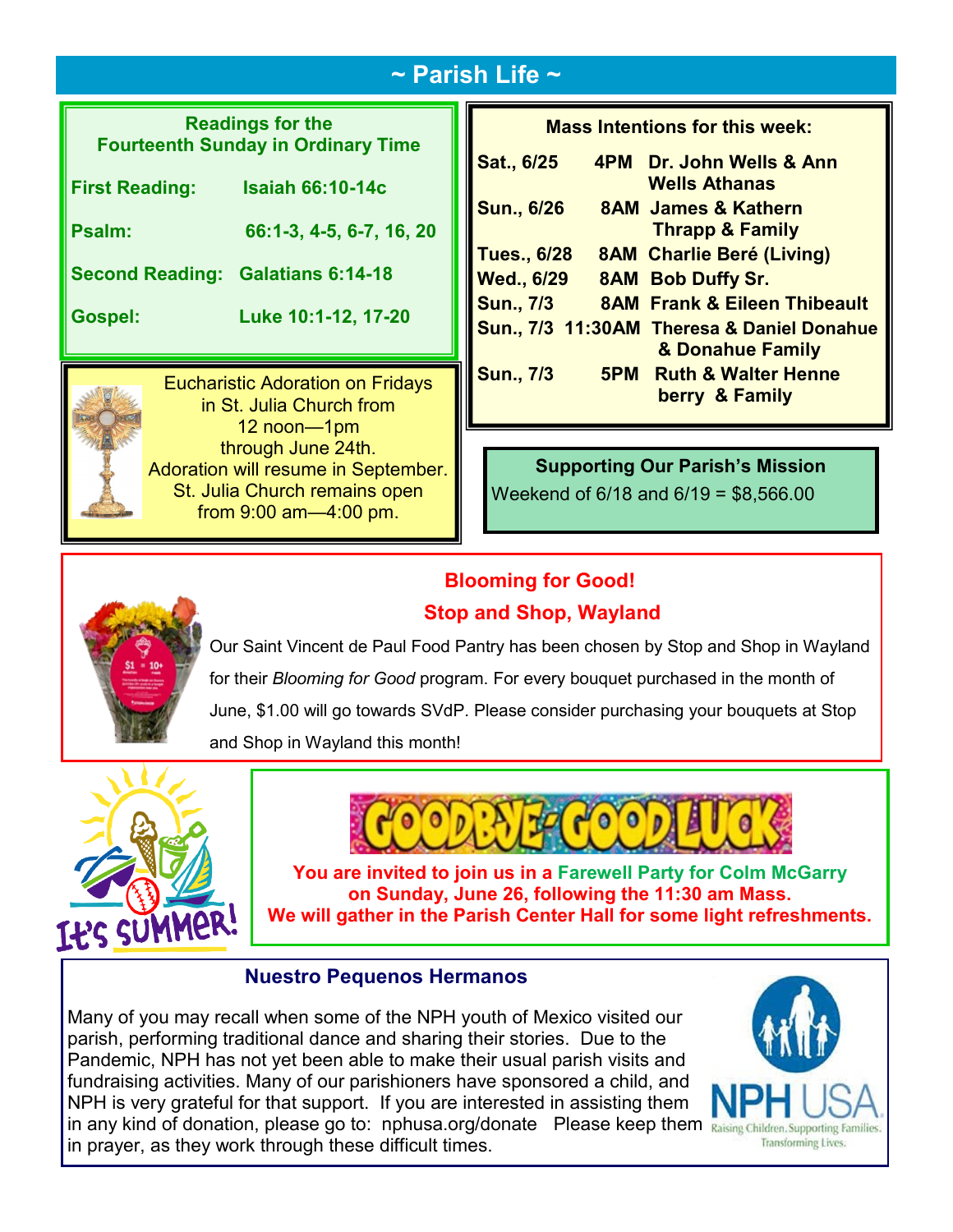## ~ Parish Life ~

### Readings for the Fourteenth Sunday in Ordinary Time

| | |
|---|---|
| First Reading: | Isaiah 66:10-14c |
| Psalm: | 66:1-3, 4-5, 6-7, 16, 20 |
| Second Reading: | Galatians 6:14-18 |
| Gospel: | Luke 10:1-12, 17-20 |

Eucharistic Adoration on Fridays in St. Julia Church from 12 noon—1pm through June 24th. Adoration will resume in September. St. Julia Church remains open from 9:00 am—4:00 pm.

### Mass Intentions for this week:

| | | |
|---|---|---|
| Sat., 6/25 | 4PM | Dr. John Wells & Ann Wells Athanas |
| Sun., 6/26 | 8AM | James & Kathern Thrapp & Family |
| Tues., 6/28 | 8AM | Charlie Beré (Living) |
| Wed., 6/29 | 8AM | Bob Duffy Sr. |
| Sun., 7/3 | 8AM | Frank & Eileen Thibeault |
| Sun., 7/3 | 11:30AM | Theresa & Daniel Donahue & Donahue Family |
| Sun., 7/3 | 5PM | Ruth & Walter Henneberry & Family |

### Supporting Our Parish's Mission

Weekend of 6/18 and 6/19 = $8,566.00

### Blooming for Good!
### Stop and Shop, Wayland

Our Saint Vincent de Paul Food Pantry has been chosen by Stop and Shop in Wayland for their *Blooming for Good* program. For every bouquet purchased in the month of June, $1.00 will go towards SVdP. Please consider purchasing your bouquets at Stop and Shop in Wayland this month!

### GOODBYE-GOOD LUCK

**You are invited to join us in a Farewell Party for Colm McGarry on Sunday, June 26, following the 11:30 am Mass. We will gather in the Parish Center Hall for some light refreshments.**

### Nuestro Pequenos Hermanos

Many of you may recall when some of the NPH youth of Mexico visited our parish, performing traditional dance and sharing their stories. Due to the Pandemic, NPH has not yet been able to make their usual parish visits and fundraising activities. Many of our parishioners have sponsored a child, and NPH is very grateful for that support. If you are interested in assisting them in any kind of donation, please go to: nphusa.org/donate Please keep them in prayer, as they work through these difficult times.

NPH USA — Raising Children. Supporting Families. Transforming Lives.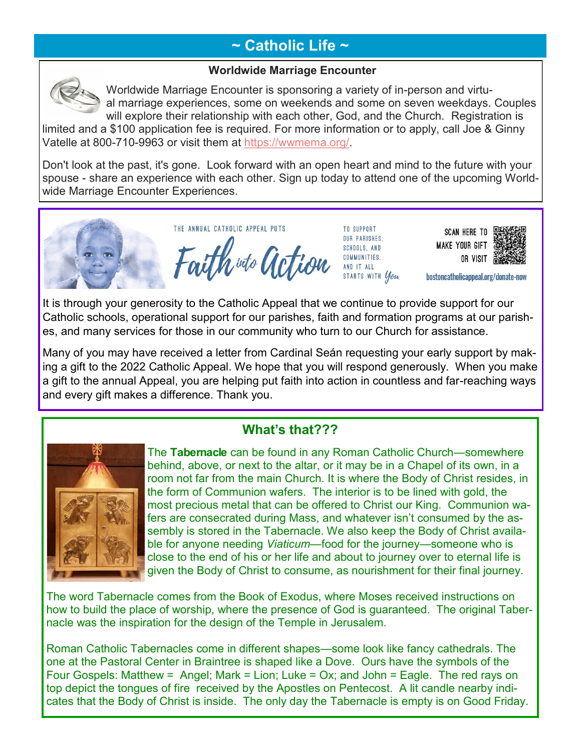## ~ Catholic Life ~

### Worldwide Marriage Encounter

Worldwide Marriage Encounter is sponsoring a variety of in-person and virtual marriage experiences, some on weekends and some on seven weekdays. Couples will explore their relationship with each other, God, and the Church. Registration is limited and a $100 application fee is required. For more information or to apply, call Joe & Ginny Vatelle at 800-710-9963 or visit them at https://wwmema.org/.

Don't look at the past, it's gone. Look forward with an open heart and mind to the future with your spouse - share an experience with each other. Sign up today to attend one of the upcoming Worldwide Marriage Encounter Experiences.

THE ANNUAL CATHOLIC APPEAL PUTS Faith into Action TO SUPPORT OUR PARISHES, SCHOOLS, AND COMMUNITIES. AND IT ALL STARTS WITH You

SCAN HERE TO MAKE YOUR GIFT OR VISIT bostoncatholicappeal.org/donate-now

It is through your generosity to the Catholic Appeal that we continue to provide support for our Catholic schools, operational support for our parishes, faith and formation programs at our parishes, and many services for those in our community who turn to our Church for assistance.

Many of you may have received a letter from Cardinal Seán requesting your early support by making a gift to the 2022 Catholic Appeal. We hope that you will respond generously. When you make a gift to the annual Appeal, you are helping put faith into action in countless and far-reaching ways and every gift makes a difference. Thank you.

### What's that???

The **Tabernacle** can be found in any Roman Catholic Church—somewhere behind, above, or next to the altar, or it may be in a Chapel of its own, in a room not far from the main Church. It is where the Body of Christ resides, in the form of Communion wafers. The interior is to be lined with gold, the most precious metal that can be offered to Christ our King. Communion wafers are consecrated during Mass, and whatever isn't consumed by the assembly is stored in the Tabernacle. We also keep the Body of Christ available for anyone needing *Viaticum*—food for the journey—someone who is close to the end of his or her life and about to journey over to eternal life is given the Body of Christ to consume, as nourishment for their final journey.

The word Tabernacle comes from the Book of Exodus, where Moses received instructions on how to build the place of worship, where the presence of God is guaranteed. The original Tabernacle was the inspiration for the design of the Temple in Jerusalem.

Roman Catholic Tabernacles come in different shapes—some look like fancy cathedrals. The one at the Pastoral Center in Braintree is shaped like a Dove. Ours have the symbols of the Four Gospels: Matthew = Angel; Mark = Lion; Luke = Ox; and John = Eagle. The red rays on top depict the tongues of fire received by the Apostles on Pentecost. A lit candle nearby indicates that the Body of Christ is inside. The only day the Tabernacle is empty is on Good Friday.